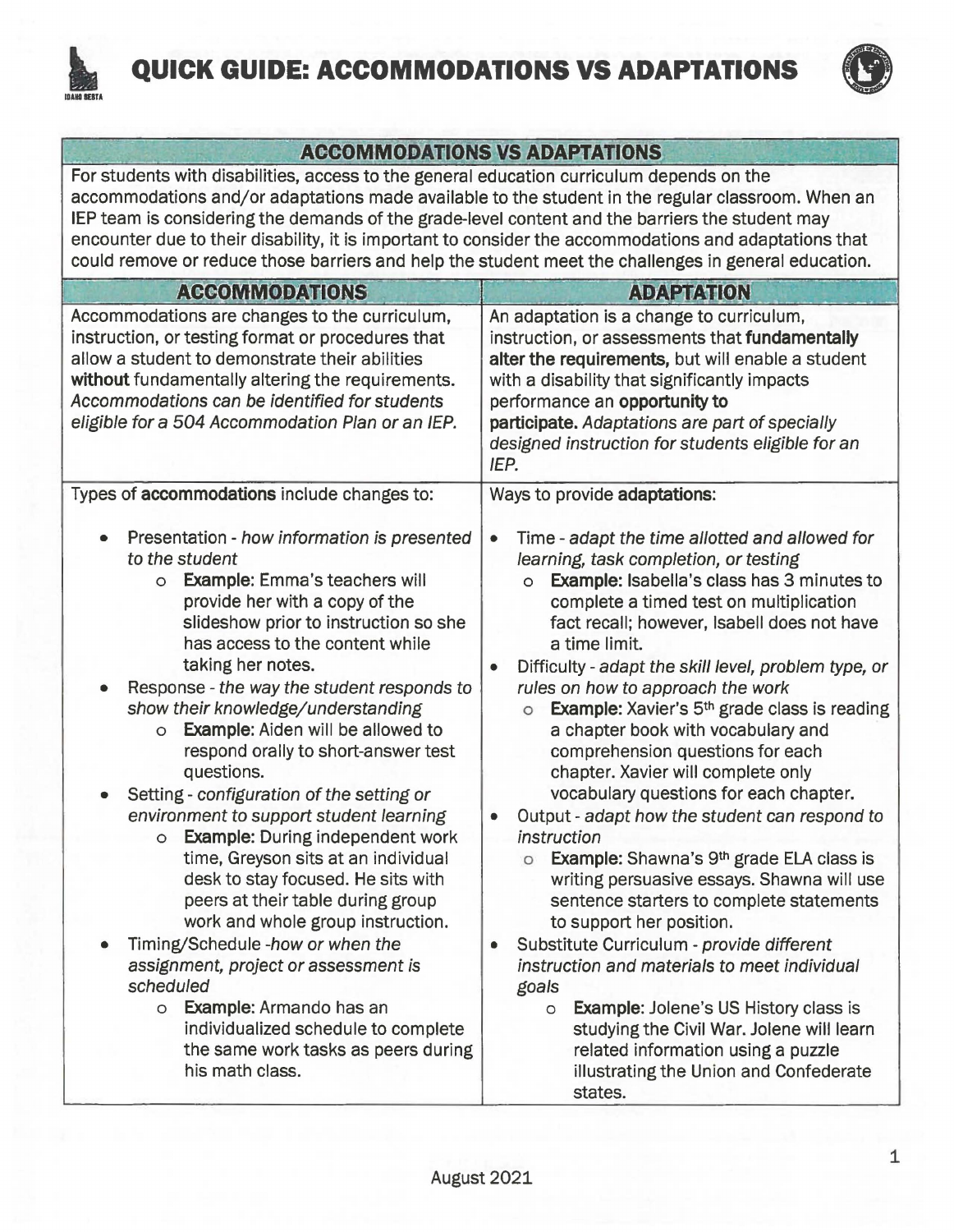# QUICK GUIDE: ACCOMMODATIONS VS ADAPTATIONS

## ACCOMMODATIONS VS ADAPTATIONS

For students with disabilities, access to the general education curriculum depends on the accommodations and/or adaptations made available to the student in the regular classroom. When an IEP team is considering the demands of the grade-level content and the barriers the student may encounter due to their disability, it is important to consider the accommodations and adaptations that could remove or reduce those barriers and help the student meet the challenges in general education.

| ACCOMMODATIONS | ADAPTATION |
| --- | --- |
| Accommodations are changes to the curriculum, instruction, or testing format or procedures that allow a student to demonstrate their abilities **without** fundamentally altering the requirements. *Accommodations can be identified for students eligible for a 504 Accommodation Plan or an IEP.* | An adaptation is a change to curriculum, instruction, or assessments that **fundamentally alter the requirements,** but will enable a student with a disability that significantly impacts performance an **opportunity to participate.** *Adaptations are part of specially designed instruction for students eligible for an IEP.* |
| Types of **accommodations** include changes to:<br><br>• Presentation - *how information is presented to the student*<br>&nbsp;&nbsp;&nbsp;o **Example:** Emma's teachers will provide her with a copy of the slideshow prior to instruction so she has access to the content while taking her notes.<br>• Response - *the way the student responds to show their knowledge/understanding*<br>&nbsp;&nbsp;&nbsp;o **Example:** Aiden will be allowed to respond orally to short-answer test questions.<br>• Setting - *configuration of the setting or environment to support student learning*<br>&nbsp;&nbsp;&nbsp;o **Example:** During independent work time, Greyson sits at an individual desk to stay focused. He sits with peers at their table during group work and whole group instruction.<br>• Timing/Schedule -*how or when the assignment, project or assessment is scheduled*<br>&nbsp;&nbsp;&nbsp;o **Example:** Armando has an individualized schedule to complete the same work tasks as peers during his math class. | Ways to provide **adaptations**:<br><br>• Time - *adapt the time allotted and allowed for learning, task completion, or testing*<br>&nbsp;&nbsp;&nbsp;o **Example:** Isabella's class has 3 minutes to complete a timed test on multiplication fact recall; however, Isabell does not have a time limit.<br>• Difficulty - *adapt the skill level, problem type, or rules on how to approach the work*<br>&nbsp;&nbsp;&nbsp;o **Example:** Xavier's 5th grade class is reading a chapter book with vocabulary and comprehension questions for each chapter. Xavier will complete only vocabulary questions for each chapter.<br>• Output - *adapt how the student can respond to instruction*<br>&nbsp;&nbsp;&nbsp;o **Example:** Shawna's 9th grade ELA class is writing persuasive essays. Shawna will use sentence starters to complete statements to support her position.<br>• Substitute Curriculum - *provide different instruction and materials to meet individual goals*<br>&nbsp;&nbsp;&nbsp;o **Example:** Jolene's US History class is studying the Civil War. Jolene will learn related information using a puzzle illustrating the Union and Confederate states. |

August 2021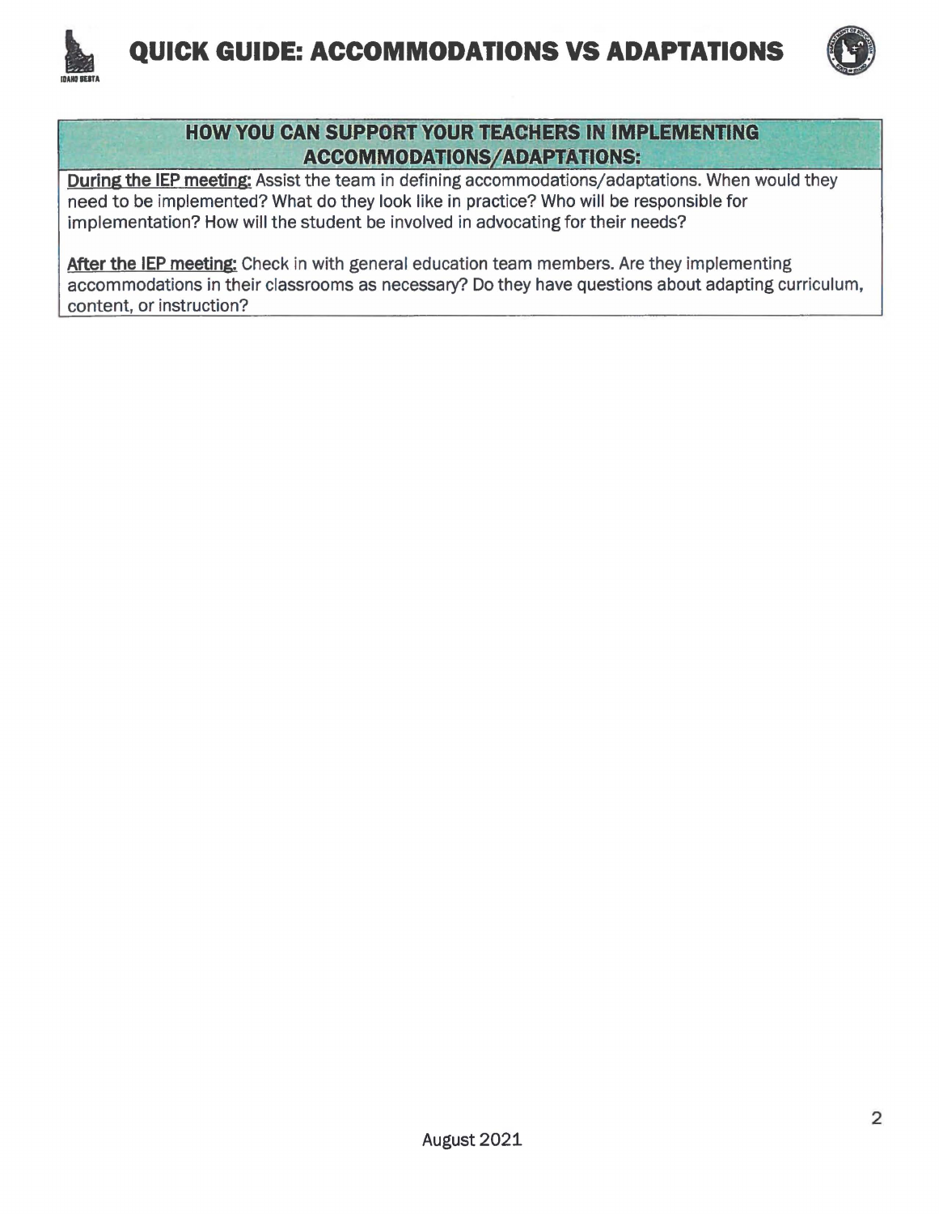## HOW YOU CAN SUPPORT YOUR TEACHERS IN IMPLEMENTING ACCOMMODATIONS/ADAPTATIONS:

**During the IEP meeting:** Assist the team in defining accommodations/adaptations. When would they need to be implemented? What do they look like in practice? Who will be responsible for implementation? How will the student be involved in advocating for their needs?

**After the IEP meeting:** Check in with general education team members. Are they implementing accommodations in their classrooms as necessary? Do they have questions about adapting curriculum, content, or instruction?